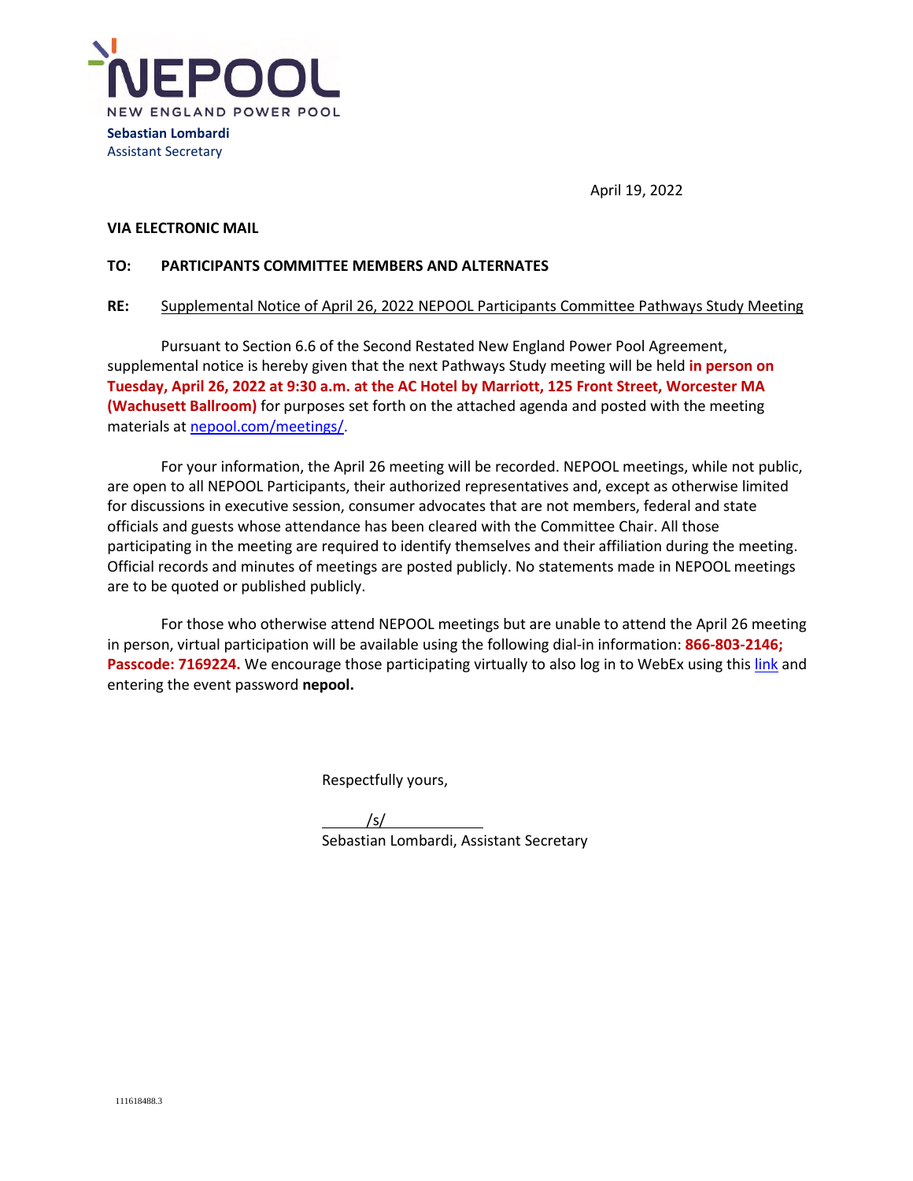**NEPOOL**

NEW ENGLAND POWER POOL

**Sebastian Lombardi**
Assistant Secretary

April 19, 2022

**VIA ELECTRONIC MAIL**

**TO: PARTICIPANTS COMMITTEE MEMBERS AND ALTERNATES**

**RE:** Supplemental Notice of April 26, 2022 NEPOOL Participants Committee Pathways Study Meeting

Pursuant to Section 6.6 of the Second Restated New England Power Pool Agreement, supplemental notice is hereby given that the next Pathways Study meeting will be held **in person on Tuesday, April 26, 2022 at 9:30 a.m. at the AC Hotel by Marriott, 125 Front Street, Worcester MA (Wachusett Ballroom)** for purposes set forth on the attached agenda and posted with the meeting materials at [nepool.com/meetings/](nepool.com/meetings/).

For your information, the April 26 meeting will be recorded. NEPOOL meetings, while not public, are open to all NEPOOL Participants, their authorized representatives and, except as otherwise limited for discussions in executive session, consumer advocates that are not members, federal and state officials and guests whose attendance has been cleared with the Committee Chair. All those participating in the meeting are required to identify themselves and their affiliation during the meeting. Official records and minutes of meetings are posted publicly. No statements made in NEPOOL meetings are to be quoted or published publicly.

For those who otherwise attend NEPOOL meetings but are unable to attend the April 26 meeting in person, virtual participation will be available using the following dial-in information: **866-803-2146; Passcode: 7169224.** We encourage those participating virtually to also log in to WebEx using this link and entering the event password **nepool.**

Respectfully yours,

/s/

Sebastian Lombardi, Assistant Secretary

111618488.3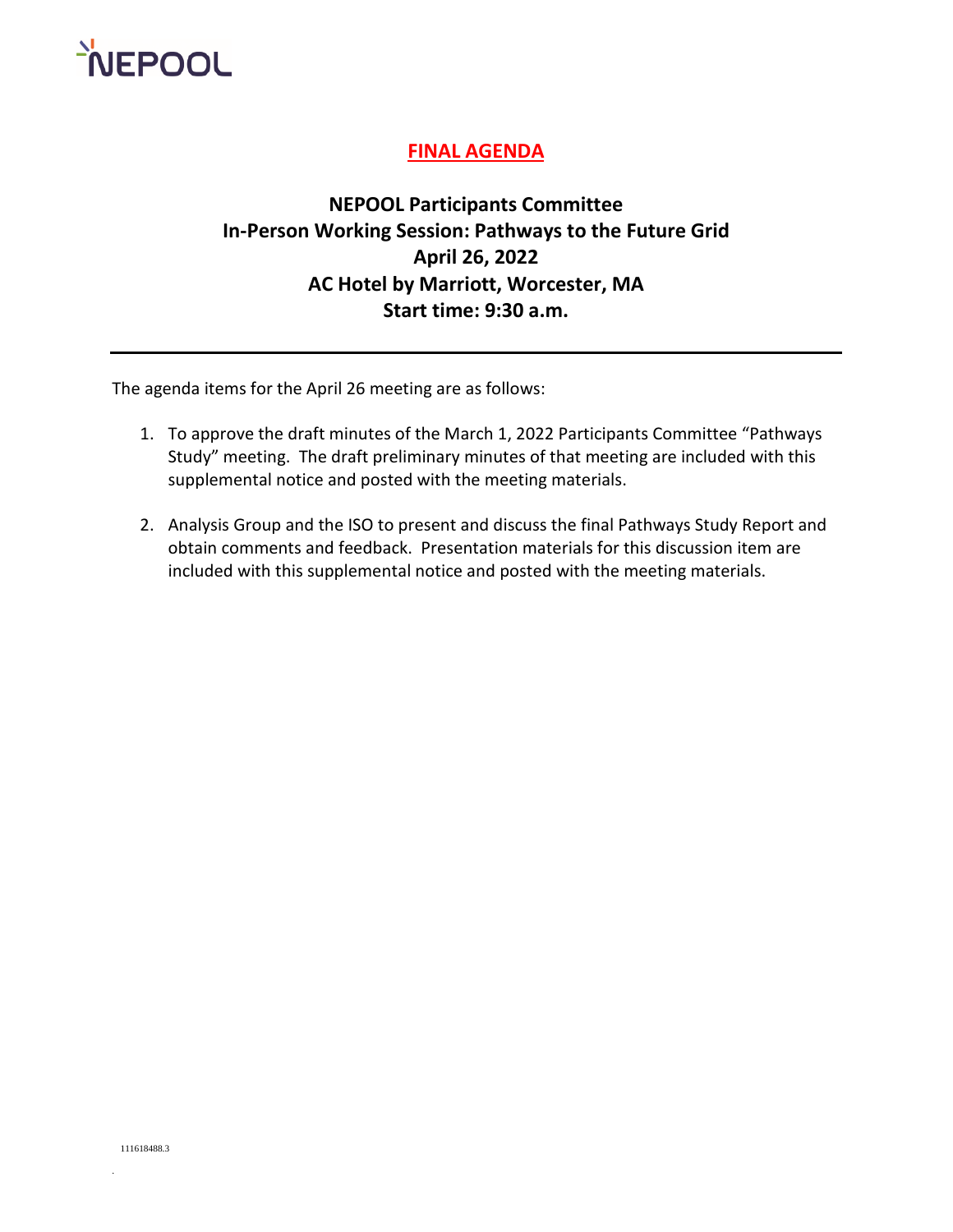NEPOOL

**FINAL AGENDA**

**NEPOOL Participants Committee**
**In-Person Working Session: Pathways to the Future Grid**
**April 26, 2022**
**AC Hotel by Marriott, Worcester, MA**
**Start time: 9:30 a.m.**

---

The agenda items for the April 26 meeting are as follows:

1. To approve the draft minutes of the March 1, 2022 Participants Committee "Pathways Study" meeting. The draft preliminary minutes of that meeting are included with this supplemental notice and posted with the meeting materials.

2. Analysis Group and the ISO to present and discuss the final Pathways Study Report and obtain comments and feedback. Presentation materials for this discussion item are included with this supplemental notice and posted with the meeting materials.

111618488.3